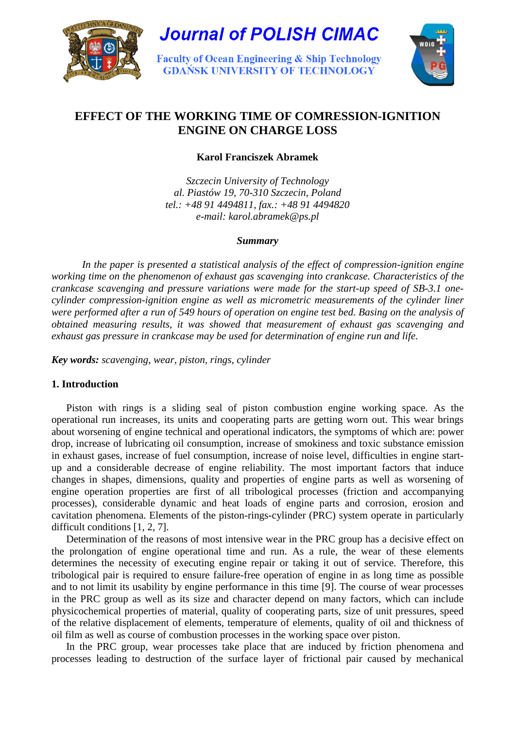Journal of POLISH CIMAC

Faculty of Ocean Engineering & Ship Technology
GDAŃSK UNIVERSITY OF TECHNOLOGY

# EFFECT OF THE WORKING TIME OF COMRESSION-IGNITION ENGINE ON CHARGE LOSS

**Karol Franciszek Abramek**

*Szczecin University of Technology*
*al. Piastów 19, 70-310 Szczecin, Poland*
*tel.: +48 91 4494811, fax.: +48 91 4494820*
*e-mail: karol.abramek@ps.pl*

***Summary***

*In the paper is presented a statistical analysis of the effect of compression-ignition engine working time on the phenomenon of exhaust gas scavenging into crankcase. Characteristics of the crankcase scavenging and pressure variations were made for the start-up speed of SB-3.1 one-cylinder compression-ignition engine as well as micrometric measurements of the cylinder liner were performed after a run of 549 hours of operation on engine test bed. Basing on the analysis of obtained measuring results, it was showed that measurement of exhaust gas scavenging and exhaust gas pressure in crankcase may be used for determination of engine run and life.*

***Key words:*** *scavenging, wear, piston, rings, cylinder*

## 1. Introduction

Piston with rings is a sliding seal of piston combustion engine working space. As the operational run increases, its units and cooperating parts are getting worn out. This wear brings about worsening of engine technical and operational indicators, the symptoms of which are: power drop, increase of lubricating oil consumption, increase of smokiness and toxic substance emission in exhaust gases, increase of fuel consumption, increase of noise level, difficulties in engine start-up and a considerable decrease of engine reliability. The most important factors that induce changes in shapes, dimensions, quality and properties of engine parts as well as worsening of engine operation properties are first of all tribological processes (friction and accompanying processes), considerable dynamic and heat loads of engine parts and corrosion, erosion and cavitation phenomena. Elements of the piston-rings-cylinder (PRC) system operate in particularly difficult conditions [1, 2, 7].

Determination of the reasons of most intensive wear in the PRC group has a decisive effect on the prolongation of engine operational time and run. As a rule, the wear of these elements determines the necessity of executing engine repair or taking it out of service. Therefore, this tribological pair is required to ensure failure-free operation of engine in as long time as possible and to not limit its usability by engine performance in this time [9]. The course of wear processes in the PRC group as well as its size and character depend on many factors, which can include physicochemical properties of material, quality of cooperating parts, size of unit pressures, speed of the relative displacement of elements, temperature of elements, quality of oil and thickness of oil film as well as course of combustion processes in the working space over piston.

In the PRC group, wear processes take place that are induced by friction phenomena and processes leading to destruction of the surface layer of frictional pair caused by mechanical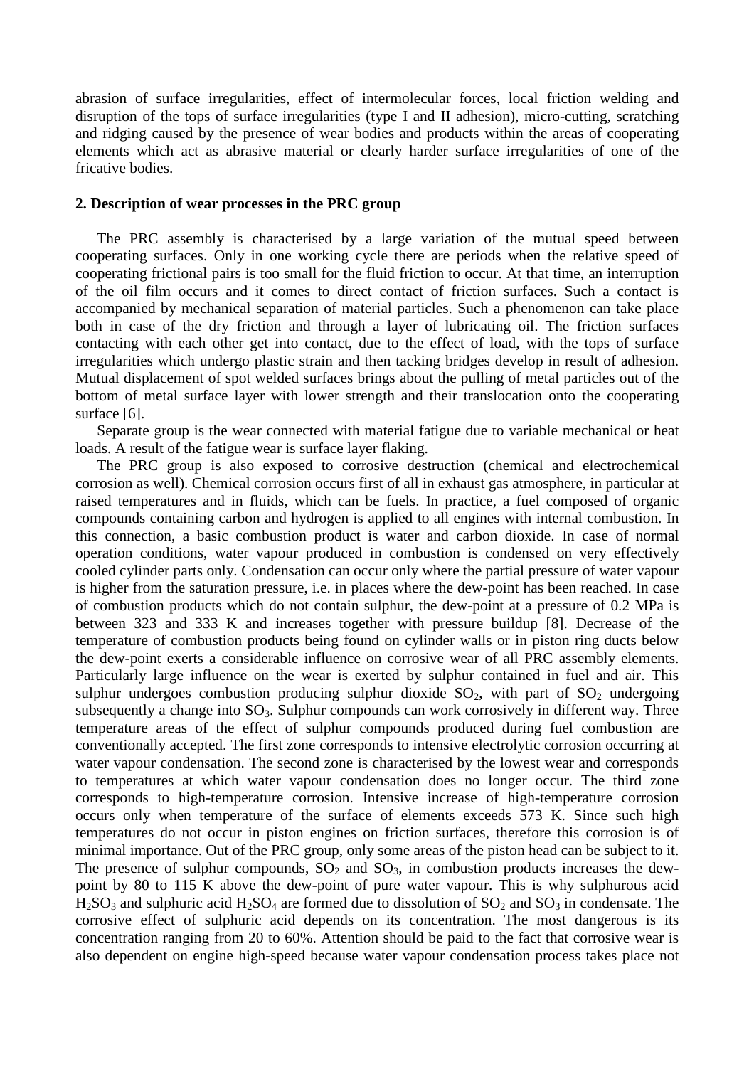abrasion of surface irregularities, effect of intermolecular forces, local friction welding and disruption of the tops of surface irregularities (type I and II adhesion), micro-cutting, scratching and ridging caused by the presence of wear bodies and products within the areas of cooperating elements which act as abrasive material or clearly harder surface irregularities of one of the fricative bodies.

## 2. Description of wear processes in the PRC group

The PRC assembly is characterised by a large variation of the mutual speed between cooperating surfaces. Only in one working cycle there are periods when the relative speed of cooperating frictional pairs is too small for the fluid friction to occur. At that time, an interruption of the oil film occurs and it comes to direct contact of friction surfaces. Such a contact is accompanied by mechanical separation of material particles. Such a phenomenon can take place both in case of the dry friction and through a layer of lubricating oil. The friction surfaces contacting with each other get into contact, due to the effect of load, with the tops of surface irregularities which undergo plastic strain and then tacking bridges develop in result of adhesion. Mutual displacement of spot welded surfaces brings about the pulling of metal particles out of the bottom of metal surface layer with lower strength and their translocation onto the cooperating surface [6].

Separate group is the wear connected with material fatigue due to variable mechanical or heat loads. A result of the fatigue wear is surface layer flaking.

The PRC group is also exposed to corrosive destruction (chemical and electrochemical corrosion as well). Chemical corrosion occurs first of all in exhaust gas atmosphere, in particular at raised temperatures and in fluids, which can be fuels. In practice, a fuel composed of organic compounds containing carbon and hydrogen is applied to all engines with internal combustion. In this connection, a basic combustion product is water and carbon dioxide. In case of normal operation conditions, water vapour produced in combustion is condensed on very effectively cooled cylinder parts only. Condensation can occur only where the partial pressure of water vapour is higher from the saturation pressure, i.e. in places where the dew-point has been reached. In case of combustion products which do not contain sulphur, the dew-point at a pressure of 0.2 MPa is between 323 and 333 K and increases together with pressure buildup [8]. Decrease of the temperature of combustion products being found on cylinder walls or in piston ring ducts below the dew-point exerts a considerable influence on corrosive wear of all PRC assembly elements. Particularly large influence on the wear is exerted by sulphur contained in fuel and air. This sulphur undergoes combustion producing sulphur dioxide $SO_2$, with part of $SO_2$ undergoing subsequently a change into $SO_3$. Sulphur compounds can work corrosively in different way. Three temperature areas of the effect of sulphur compounds produced during fuel combustion are conventionally accepted. The first zone corresponds to intensive electrolytic corrosion occurring at water vapour condensation. The second zone is characterised by the lowest wear and corresponds to temperatures at which water vapour condensation does no longer occur. The third zone corresponds to high-temperature corrosion. Intensive increase of high-temperature corrosion occurs only when temperature of the surface of elements exceeds 573 K. Since such high temperatures do not occur in piston engines on friction surfaces, therefore this corrosion is of minimal importance. Out of the PRC group, only some areas of the piston head can be subject to it. The presence of sulphur compounds, $SO_2$ and $SO_3$, in combustion products increases the dew-point by 80 to 115 K above the dew-point of pure water vapour. This is why sulphurous acid $H_2SO_3$ and sulphuric acid $H_2SO_4$ are formed due to dissolution of $SO_2$ and $SO_3$ in condensate. The corrosive effect of sulphuric acid depends on its concentration. The most dangerous is its concentration ranging from 20 to 60%. Attention should be paid to the fact that corrosive wear is also dependent on engine high-speed because water vapour condensation process takes place not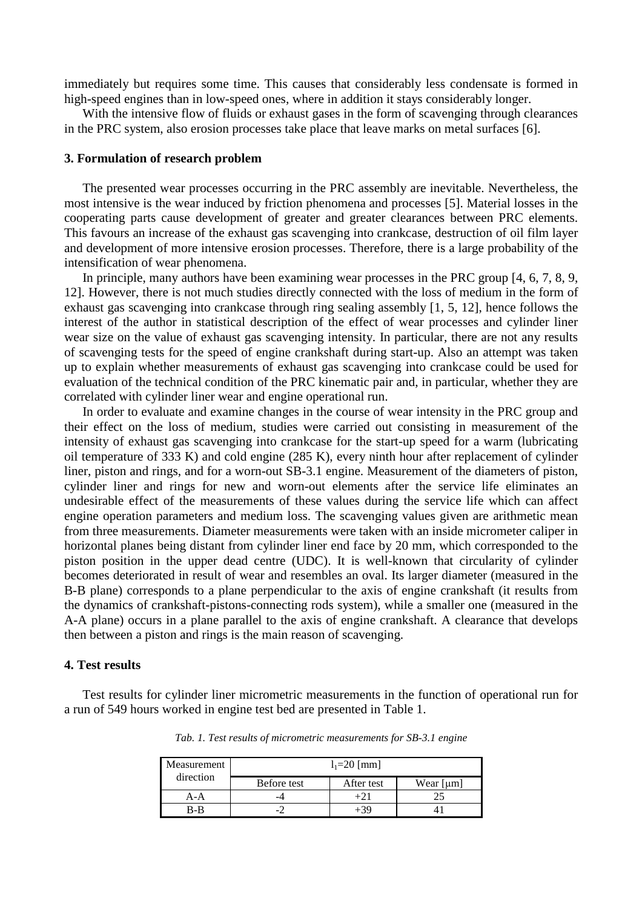immediately but requires some time. This causes that considerably less condensate is formed in high-speed engines than in low-speed ones, where in addition it stays considerably longer.

With the intensive flow of fluids or exhaust gases in the form of scavenging through clearances in the PRC system, also erosion processes take place that leave marks on metal surfaces [6].

## 3. Formulation of research problem

The presented wear processes occurring in the PRC assembly are inevitable. Nevertheless, the most intensive is the wear induced by friction phenomena and processes [5]. Material losses in the cooperating parts cause development of greater and greater clearances between PRC elements. This favours an increase of the exhaust gas scavenging into crankcase, destruction of oil film layer and development of more intensive erosion processes. Therefore, there is a large probability of the intensification of wear phenomena.

In principle, many authors have been examining wear processes in the PRC group [4, 6, 7, 8, 9, 12]. However, there is not much studies directly connected with the loss of medium in the form of exhaust gas scavenging into crankcase through ring sealing assembly [1, 5, 12], hence follows the interest of the author in statistical description of the effect of wear processes and cylinder liner wear size on the value of exhaust gas scavenging intensity. In particular, there are not any results of scavenging tests for the speed of engine crankshaft during start-up. Also an attempt was taken up to explain whether measurements of exhaust gas scavenging into crankcase could be used for evaluation of the technical condition of the PRC kinematic pair and, in particular, whether they are correlated with cylinder liner wear and engine operational run.

In order to evaluate and examine changes in the course of wear intensity in the PRC group and their effect on the loss of medium, studies were carried out consisting in measurement of the intensity of exhaust gas scavenging into crankcase for the start-up speed for a warm (lubricating oil temperature of 333 K) and cold engine (285 K), every ninth hour after replacement of cylinder liner, piston and rings, and for a worn-out SB-3.1 engine. Measurement of the diameters of piston, cylinder liner and rings for new and worn-out elements after the service life eliminates an undesirable effect of the measurements of these values during the service life which can affect engine operation parameters and medium loss. The scavenging values given are arithmetic mean from three measurements. Diameter measurements were taken with an inside micrometer caliper in horizontal planes being distant from cylinder liner end face by 20 mm, which corresponded to the piston position in the upper dead centre (UDC). It is well-known that circularity of cylinder becomes deteriorated in result of wear and resembles an oval. Its larger diameter (measured in the B-B plane) corresponds to a plane perpendicular to the axis of engine crankshaft (it results from the dynamics of crankshaft-pistons-connecting rods system), while a smaller one (measured in the A-A plane) occurs in a plane parallel to the axis of engine crankshaft. A clearance that develops then between a piston and rings is the main reason of scavenging.

## 4. Test results

Test results for cylinder liner micrometric measurements in the function of operational run for a run of 549 hours worked in engine test bed are presented in Table 1.

*Tab. 1. Test results of micrometric measurements for SB-3.1 engine*

| Measurement direction | $l_1$=20 [mm] | | |
|---|---|---|---|
| | Before test | After test | Wear [μm] |
| A-A | -4 | +21 | 25 |
| B-B | -2 | +39 | 41 |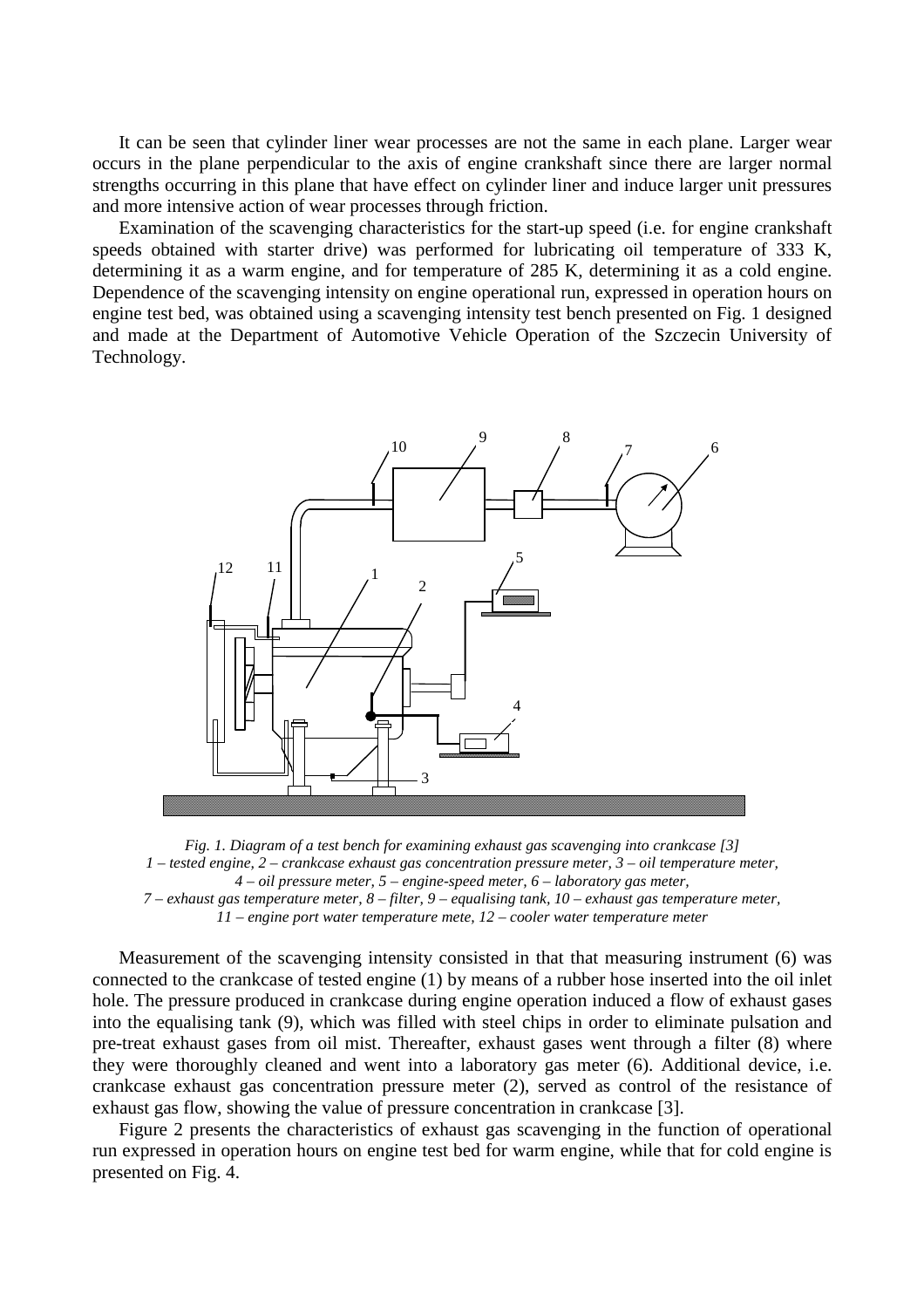It can be seen that cylinder liner wear processes are not the same in each plane. Larger wear occurs in the plane perpendicular to the axis of engine crankshaft since there are larger normal strengths occurring in this plane that have effect on cylinder liner and induce larger unit pressures and more intensive action of wear processes through friction.

Examination of the scavenging characteristics for the start-up speed (i.e. for engine crankshaft speeds obtained with starter drive) was performed for lubricating oil temperature of 333 K, determining it as a warm engine, and for temperature of 285 K, determining it as a cold engine. Dependence of the scavenging intensity on engine operational run, expressed in operation hours on engine test bed, was obtained using a scavenging intensity test bench presented on Fig. 1 designed and made at the Department of Automotive Vehicle Operation of the Szczecin University of Technology.

*Fig. 1. Diagram of a test bench for examining exhaust gas scavenging into crankcase [3]*
*1 – tested engine, 2 – crankcase exhaust gas concentration pressure meter, 3 – oil temperature meter, 4 – oil pressure meter, 5 – engine-speed meter, 6 – laboratory gas meter, 7 – exhaust gas temperature meter, 8 – filter, 9 – equalising tank, 10 – exhaust gas temperature meter, 11 – engine port water temperature mete, 12 – cooler water temperature meter*

Measurement of the scavenging intensity consisted in that that measuring instrument (6) was connected to the crankcase of tested engine (1) by means of a rubber hose inserted into the oil inlet hole. The pressure produced in crankcase during engine operation induced a flow of exhaust gases into the equalising tank (9), which was filled with steel chips in order to eliminate pulsation and pre-treat exhaust gases from oil mist. Thereafter, exhaust gases went through a filter (8) where they were thoroughly cleaned and went into a laboratory gas meter (6). Additional device, i.e. crankcase exhaust gas concentration pressure meter (2), served as control of the resistance of exhaust gas flow, showing the value of pressure concentration in crankcase [3].

Figure 2 presents the characteristics of exhaust gas scavenging in the function of operational run expressed in operation hours on engine test bed for warm engine, while that for cold engine is presented on Fig. 4.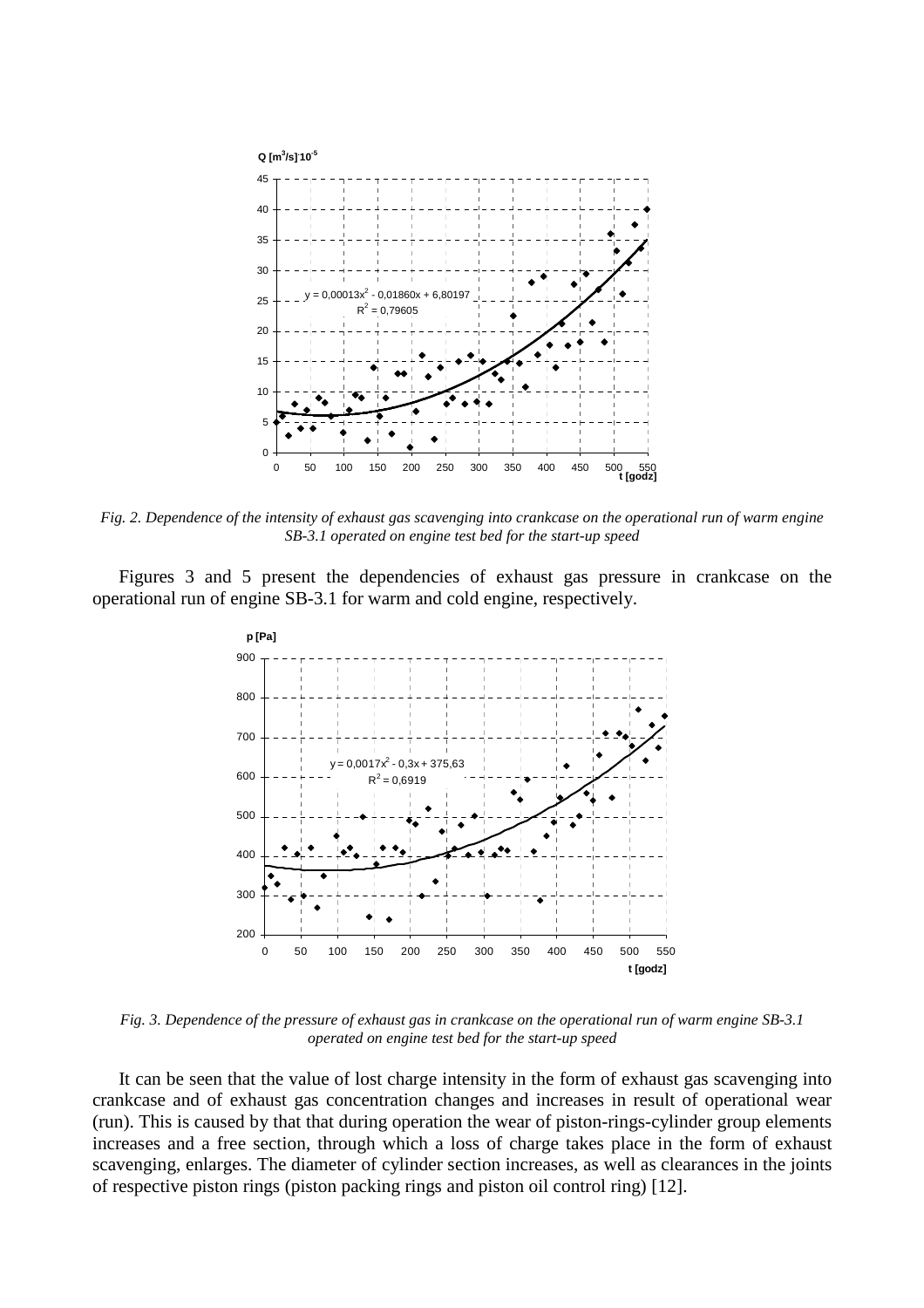*Fig. 2. Dependence of the intensity of exhaust gas scavenging into crankcase on the operational run of warm engine SB-3.1 operated on engine test bed for the start-up speed*

Figures 3 and 5 present the dependencies of exhaust gas pressure in crankcase on the operational run of engine SB-3.1 for warm and cold engine, respectively.

*Fig. 3. Dependence of the pressure of exhaust gas in crankcase on the operational run of warm engine SB-3.1 operated on engine test bed for the start-up speed*

It can be seen that the value of lost charge intensity in the form of exhaust gas scavenging into crankcase and of exhaust gas concentration changes and increases in result of operational wear (run). This is caused by that that during operation the wear of piston-rings-cylinder group elements increases and a free section, through which a loss of charge takes place in the form of exhaust scavenging, enlarges. The diameter of cylinder section increases, as well as clearances in the joints of respective piston rings (piston packing rings and piston oil control ring) [12].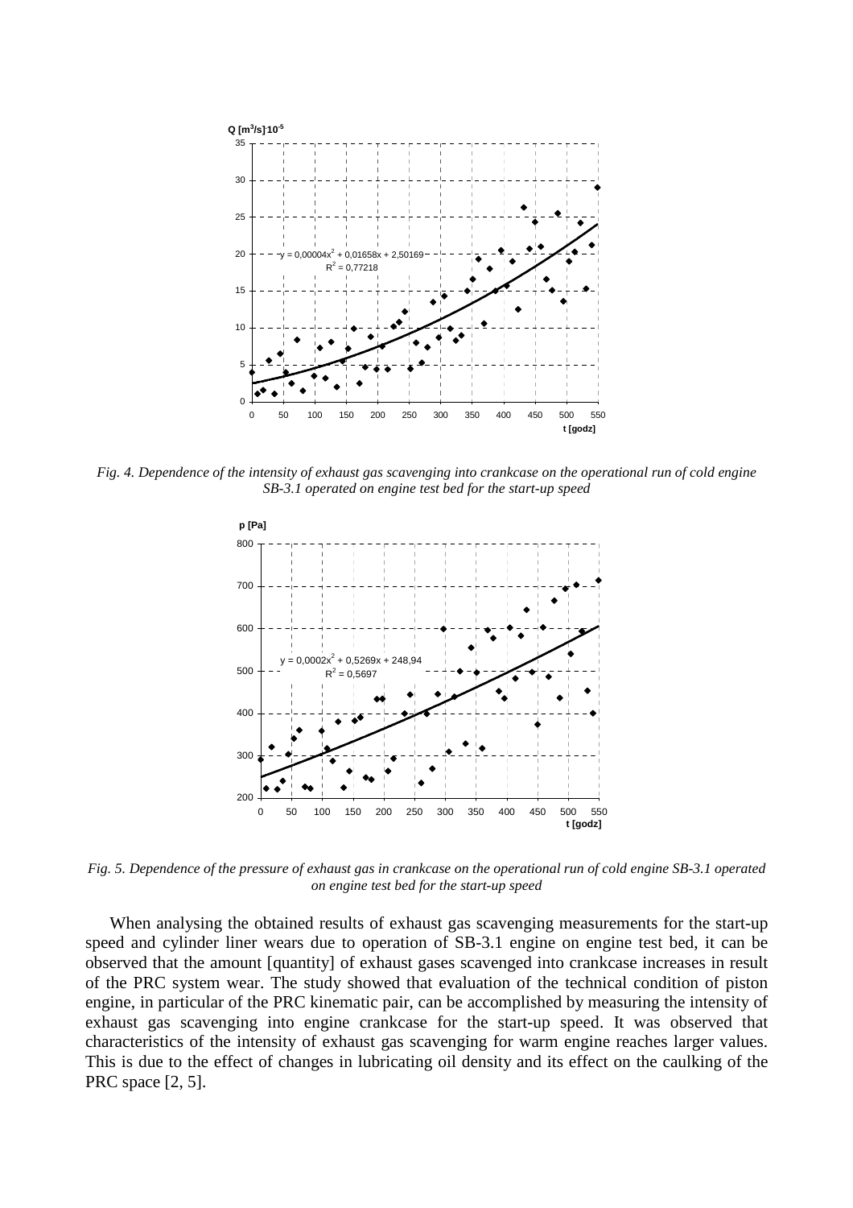*Fig. 4. Dependence of the intensity of exhaust gas scavenging into crankcase on the operational run of cold engine SB-3.1 operated on engine test bed for the start-up speed*

*Fig. 5. Dependence of the pressure of exhaust gas in crankcase on the operational run of cold engine SB-3.1 operated on engine test bed for the start-up speed*

When analysing the obtained results of exhaust gas scavenging measurements for the start-up speed and cylinder liner wears due to operation of SB-3.1 engine on engine test bed, it can be observed that the amount [quantity] of exhaust gases scavenged into crankcase increases in result of the PRC system wear. The study showed that evaluation of the technical condition of piston engine, in particular of the PRC kinematic pair, can be accomplished by measuring the intensity of exhaust gas scavenging into engine crankcase for the start-up speed. It was observed that characteristics of the intensity of exhaust gas scavenging for warm engine reaches larger values. This is due to the effect of changes in lubricating oil density and its effect on the caulking of the PRC space [2, 5].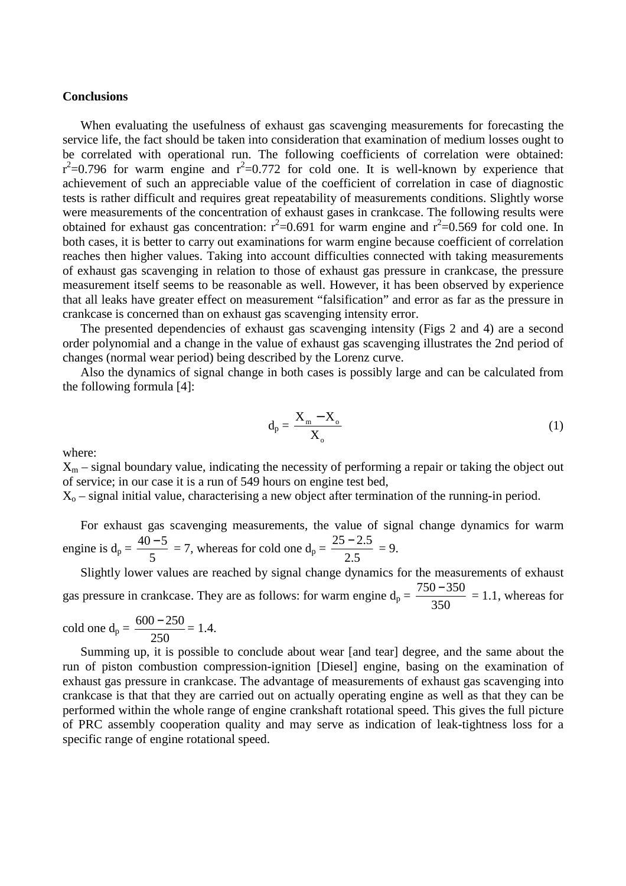**Conclusions**

When evaluating the usefulness of exhaust gas scavenging measurements for forecasting the service life, the fact should be taken into consideration that examination of medium losses ought to be correlated with operational run. The following coefficients of correlation were obtained: $r^2$=0.796 for warm engine and $r^2$=0.772 for cold one. It is well-known by experience that achievement of such an appreciable value of the coefficient of correlation in case of diagnostic tests is rather difficult and requires great repeatability of measurements conditions. Slightly worse were measurements of the concentration of exhaust gases in crankcase. The following results were obtained for exhaust gas concentration: $r^2$=0.691 for warm engine and $r^2$=0.569 for cold one. In both cases, it is better to carry out examinations for warm engine because coefficient of correlation reaches then higher values. Taking into account difficulties connected with taking measurements of exhaust gas scavenging in relation to those of exhaust gas pressure in crankcase, the pressure measurement itself seems to be reasonable as well. However, it has been observed by experience that all leaks have greater effect on measurement "falsification" and error as far as the pressure in crankcase is concerned than on exhaust gas scavenging intensity error.

The presented dependencies of exhaust gas scavenging intensity (Figs 2 and 4) are a second order polynomial and a change in the value of exhaust gas scavenging illustrates the 2nd period of changes (normal wear period) being described by the Lorenz curve.

Also the dynamics of signal change in both cases is possibly large and can be calculated from the following formula [4]:

$$d_p = \frac{X_m - X_o}{X_o} \tag{1}$$

where:

$X_m$ – signal boundary value, indicating the necessity of performing a repair or taking the object out of service; in our case it is a run of 549 hours on engine test bed,

$X_o$ – signal initial value, characterising a new object after termination of the running-in period.

For exhaust gas scavenging measurements, the value of signal change dynamics for warm engine is $d_p = \frac{40-5}{5} = 7$, whereas for cold one $d_p = \frac{25-2.5}{2.5} = 9$.

Slightly lower values are reached by signal change dynamics for the measurements of exhaust gas pressure in crankcase. They are as follows: for warm engine $d_p = \frac{750-350}{350} = 1.1$, whereas for cold one $d_p = \frac{600-250}{250} = 1.4$.

Summing up, it is possible to conclude about wear [and tear] degree, and the same about the run of piston combustion compression-ignition [Diesel] engine, basing on the examination of exhaust gas pressure in crankcase. The advantage of measurements of exhaust gas scavenging into crankcase is that that they are carried out on actually operating engine as well as that they can be performed within the whole range of engine crankshaft rotational speed. This gives the full picture of PRC assembly cooperation quality and may serve as indication of leak-tightness loss for a specific range of engine rotational speed.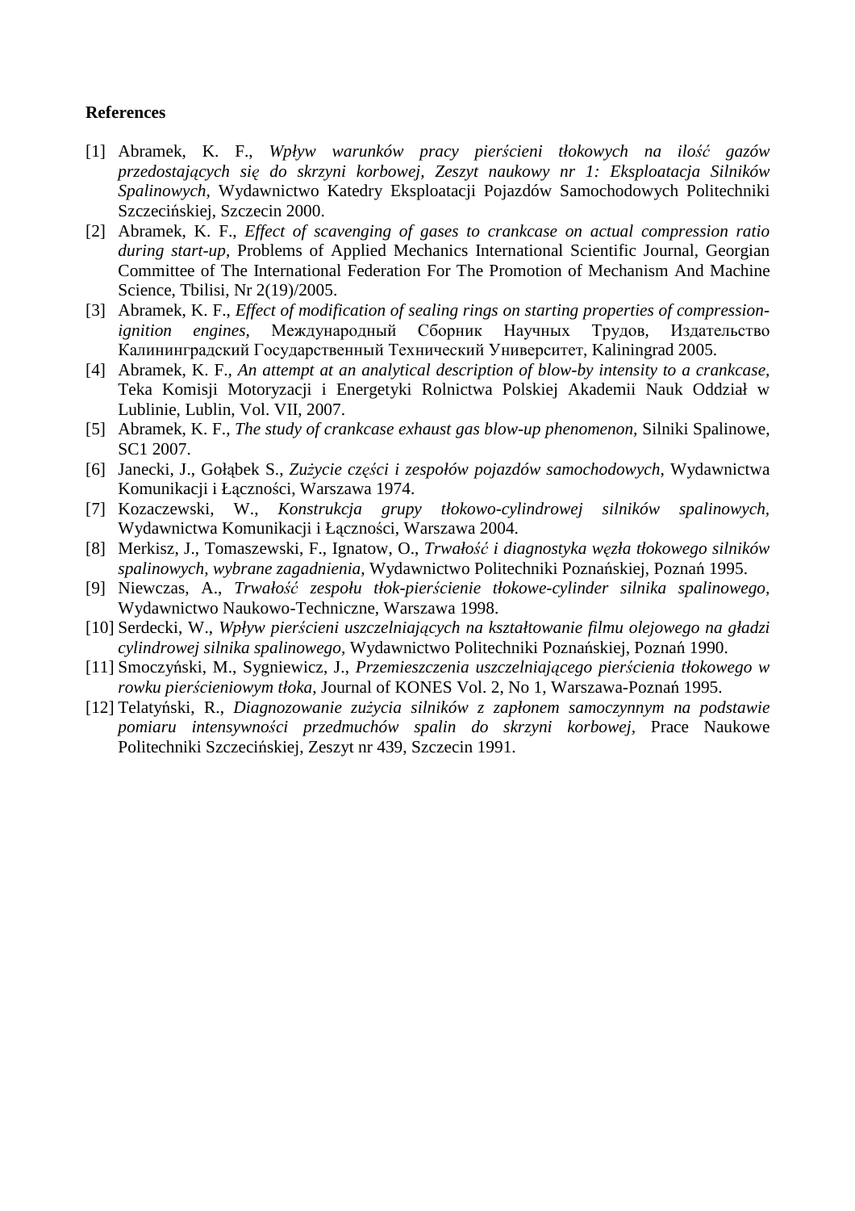**References**

[1] Abramek, K. F., *Wpływ warunków pracy pierścieni tłokowych na ilość gazów przedostających się do skrzyni korbowej, Zeszyt naukowy nr 1: Eksploatacja Silników Spalinowych*, Wydawnictwo Katedry Eksploatacji Pojazdów Samochodowych Politechniki Szczecińskiej, Szczecin 2000.

[2] Abramek, K. F., *Effect of scavenging of gases to crankcase on actual compression ratio during start-up*, Problems of Applied Mechanics International Scientific Journal, Georgian Committee of The International Federation For The Promotion of Mechanism And Machine Science, Tbilisi, Nr 2(19)/2005.

[3] Abramek, K. F., *Effect of modification of sealing rings on starting properties of compression-ignition engines*, Международный Сборник Научных Трудов, Издательство Калининградский Государственный Технический Университет, Kaliningrad 2005.

[4] Abramek, K. F., *An attempt at an analytical description of blow-by intensity to a crankcase*, Teka Komisji Motoryzacji i Energetyki Rolnictwa Polskiej Akademii Nauk Oddział w Lublinie, Lublin, Vol. VII, 2007.

[5] Abramek, K. F., *The study of crankcase exhaust gas blow-up phenomenon*, Silniki Spalinowe, SC1 2007.

[6] Janecki, J., Gołąbek S., *Zużycie części i zespołów pojazdów samochodowych*, Wydawnictwa Komunikacji i Łączności, Warszawa 1974.

[7] Kozaczewski, W., *Konstrukcja grupy tłokowo-cylindrowej silników spalinowych*, Wydawnictwa Komunikacji i Łączności, Warszawa 2004.

[8] Merkisz, J., Tomaszewski, F., Ignatow, O., *Trwałość i diagnostyka węzła tłokowego silników spalinowych, wybrane zagadnienia*, Wydawnictwo Politechniki Poznańskiej, Poznań 1995.

[9] Niewczas, A., *Trwałość zespołu tłok-pierścienie tłokowe-cylinder silnika spalinowego*, Wydawnictwo Naukowo-Techniczne, Warszawa 1998.

[10] Serdecki, W., *Wpływ pierścieni uszczelniających na kształtowanie filmu olejowego na gładzi cylindrowej silnika spalinowego*, Wydawnictwo Politechniki Poznańskiej, Poznań 1990.

[11] Smoczyński, M., Sygniewicz, J., *Przemieszczenia uszczelniającego pierścienia tłokowego w rowku pierścieniowym tłoka*, Journal of KONES Vol. 2, No 1, Warszawa-Poznań 1995.

[12] Telatyński, R., *Diagnozowanie zużycia silników z zapłonem samoczynnym na podstawie pomiaru intensywności przedmuchów spalin do skrzyni korbowej*, Prace Naukowe Politechniki Szczecińskiej, Zeszyt nr 439, Szczecin 1991.